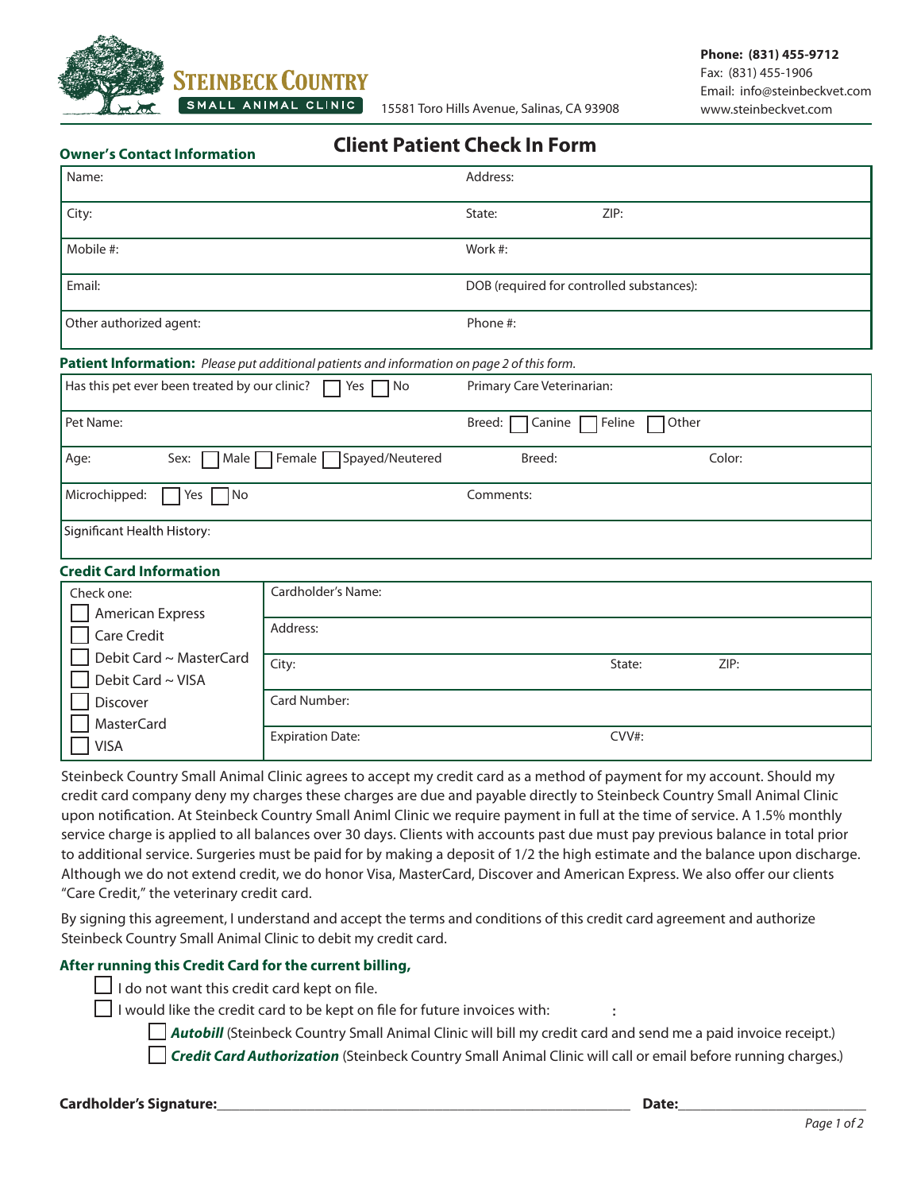**STEINBECK COUNTRY**
SMALL ANIMAL CLINIC

15581 Toro Hills Avenue, Salinas, CA 93908

**Phone: (831) 455-9712**
Fax: (831) 455-1906
Email: info@steinbeckvet.com
www.steinbeckvet.com

# Client Patient Check In Form

### Owner's Contact Information

| | |
|---|---|
| Name: | Address: |
| City: | State: ZIP: |
| Mobile #: | Work #: |
| Email: | DOB (required for controlled substances): |
| Other authorized agent: | Phone #: |

### Patient Information: *Please put additional patients and information on page 2 of this form.*

| | | |
|---|---|---|
| Has this pet ever been treated by our clinic? ☐ Yes ☐ No | Primary Care Veterinarian: | |
| Pet Name: | Breed: ☐ Canine ☐ Feline ☐ Other | |
| Age: Sex: ☐ Male ☐ Female ☐ Spayed/Neutered | Breed: | Color: |
| Microchipped: ☐ Yes ☐ No | Comments: | |
| Significant Health History: | | |

### Credit Card Information

| Check one: | | |
|---|---|---|
| ☐ American Express | Cardholder's Name: | |
| ☐ Care Credit | Address: | |
| ☐ Debit Card ~ MasterCard<br>☐ Debit Card ~ VISA | City: | State: ZIP: |
| ☐ Discover | Card Number: | |
| ☐ MasterCard<br>☐ VISA | Expiration Date: | CVV#: |

Steinbeck Country Small Animal Clinic agrees to accept my credit card as a method of payment for my account. Should my credit card company deny my charges these charges are due and payable directly to Steinbeck Country Small Animal Clinic upon notification. At Steinbeck Country Small Animl Clinic we require payment in full at the time of service. A 1.5% monthly service charge is applied to all balances over 30 days. Clients with accounts past due must pay previous balance in total prior to additional service. Surgeries must be paid for by making a deposit of 1/2 the high estimate and the balance upon discharge. Although we do not extend credit, we do honor Visa, MasterCard, Discover and American Express. We also offer our clients "Care Credit," the veterinary credit card.

By signing this agreement, I understand and accept the terms and conditions of this credit card agreement and authorize Steinbeck Country Small Animal Clinic to debit my credit card.

**After running this Credit Card for the current billing,**

- ☐ I do not want this credit card kept on file.
- ☐ I would like the credit card to be kept on file for future invoices with: **:**
  - ☐ ***Autobill*** (Steinbeck Country Small Animal Clinic will bill my credit card and send me a paid invoice receipt.)
  - ☐ ***Credit Card Authorization*** (Steinbeck Country Small Animal Clinic will call or email before running charges.)

**Cardholder's Signature:**\_\_\_\_\_\_\_\_\_\_\_\_\_\_\_\_\_\_\_\_\_\_\_\_\_\_\_\_\_\_\_\_\_\_\_\_\_\_\_\_ **Date:**\_\_\_\_\_\_\_\_\_\_\_\_\_\_\_\_\_\_\_\_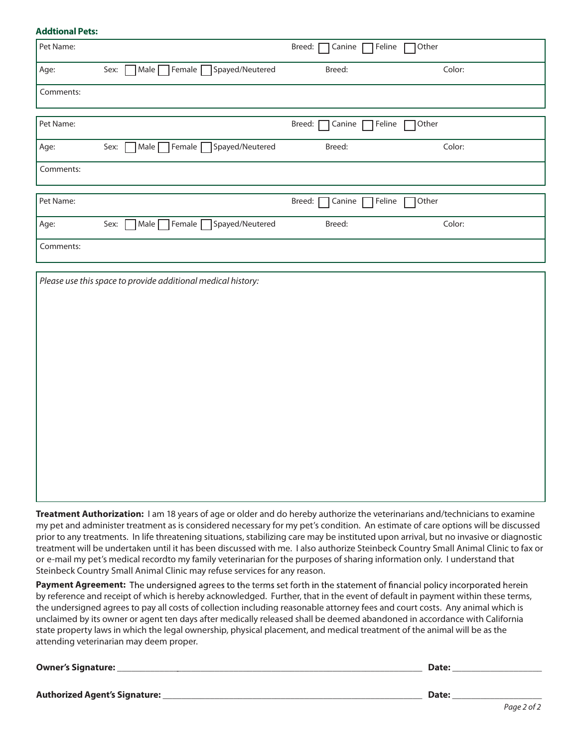**Addtional Pets:**

| | | | |
|---|---|---|---|
| Pet Name: | | Breed: ☐ Canine ☐ Feline ☐ Other | |
| Age: | Sex: ☐ Male ☐ Female ☐ Spayed/Neutered | Breed: | Color: |
| Comments: | | | |

| | | | |
|---|---|---|---|
| Pet Name: | | Breed: ☐ Canine ☐ Feline ☐ Other | |
| Age: | Sex: ☐ Male ☐ Female ☐ Spayed/Neutered | Breed: | Color: |
| Comments: | | | |

| | | | |
|---|---|---|---|
| Pet Name: | | Breed: ☐ Canine ☐ Feline ☐ Other | |
| Age: | Sex: ☐ Male ☐ Female ☐ Spayed/Neutered | Breed: | Color: |
| Comments: | | | |

*Please use this space to provide additional medical history:*

**Treatment Authorization:** I am 18 years of age or older and do hereby authorize the veterinarians and/technicians to examine my pet and administer treatment as is considered necessary for my pet's condition. An estimate of care options will be discussed prior to any treatments. In life threatening situations, stabilizing care may be instituted upon arrival, but no invasive or diagnostic treatment will be undertaken until it has been discussed with me. I also authorize Steinbeck Country Small Animal Clinic to fax or or e-mail my pet's medical recordto my family veterinarian for the purposes of sharing information only. I understand that Steinbeck Country Small Animal Clinic may refuse services for any reason.

**Payment Agreement:** The undersigned agrees to the terms set forth in the statement of financial policy incorporated herein by reference and receipt of which is hereby acknowledged. Further, that in the event of default in payment within these terms, the undersigned agrees to pay all costs of collection including reasonable attorney fees and court costs. Any animal which is unclaimed by its owner or agent ten days after medically released shall be deemed abandoned in accordance with California state property laws in which the legal ownership, physical placement, and medical treatment of the animal will be as the attending veterinarian may deem proper.

**Owner's Signature:** ______________________________ **Date:** ______________

**Authorized Agent's Signature:** ______________________________ **Date:** ______________